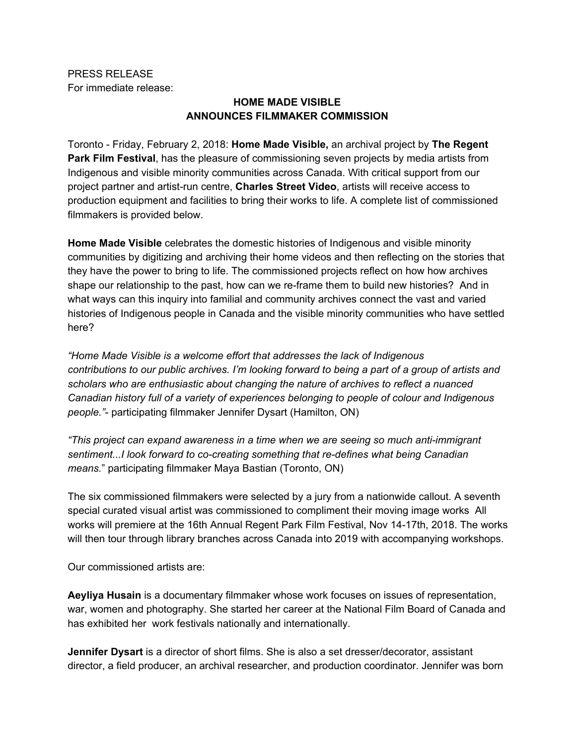PRESS RELEASE
For immediate release:

**HOME MADE VISIBLE**
**ANNOUNCES FILMMAKER COMMISSION**

Toronto - Friday, February 2, 2018: **Home Made Visible,** an archival project by **The Regent Park Film Festival**, has the pleasure of commissioning seven projects by media artists from Indigenous and visible minority communities across Canada. With critical support from our project partner and artist-run centre, **Charles Street Video**, artists will receive access to production equipment and facilities to bring their works to life. A complete list of commissioned filmmakers is provided below.

**Home Made Visible** celebrates the domestic histories of Indigenous and visible minority communities by digitizing and archiving their home videos and then reflecting on the stories that they have the power to bring to life. The commissioned projects reflect on how how archives shape our relationship to the past, how can we re-frame them to build new histories? And in what ways can this inquiry into familial and community archives connect the vast and varied histories of Indigenous people in Canada and the visible minority communities who have settled here?

*"Home Made Visible is a welcome effort that addresses the lack of Indigenous contributions to our public archives. I'm looking forward to being a part of a group of artists and scholars who are enthusiastic about changing the nature of archives to reflect a nuanced Canadian history full of a variety of experiences belonging to people of colour and Indigenous people."*- participating filmmaker Jennifer Dysart (Hamilton, ON)

*"This project can expand awareness in a time when we are seeing so much anti-immigrant sentiment...I look forward to co-creating something that re-defines what being Canadian means.*" participating filmmaker Maya Bastian (Toronto, ON)

The six commissioned filmmakers were selected by a jury from a nationwide callout. A seventh special curated visual artist was commissioned to compliment their moving image works All works will premiere at the 16th Annual Regent Park Film Festival, Nov 14-17th, 2018. The works will then tour through library branches across Canada into 2019 with accompanying workshops.

Our commissioned artists are:

**Aeyliya Husain** is a documentary filmmaker whose work focuses on issues of representation, war, women and photography. She started her career at the National Film Board of Canada and has exhibited her work festivals nationally and internationally.

**Jennifer Dysart** is a director of short films. She is also a set dresser/decorator, assistant director, a field producer, an archival researcher, and production coordinator. Jennifer was born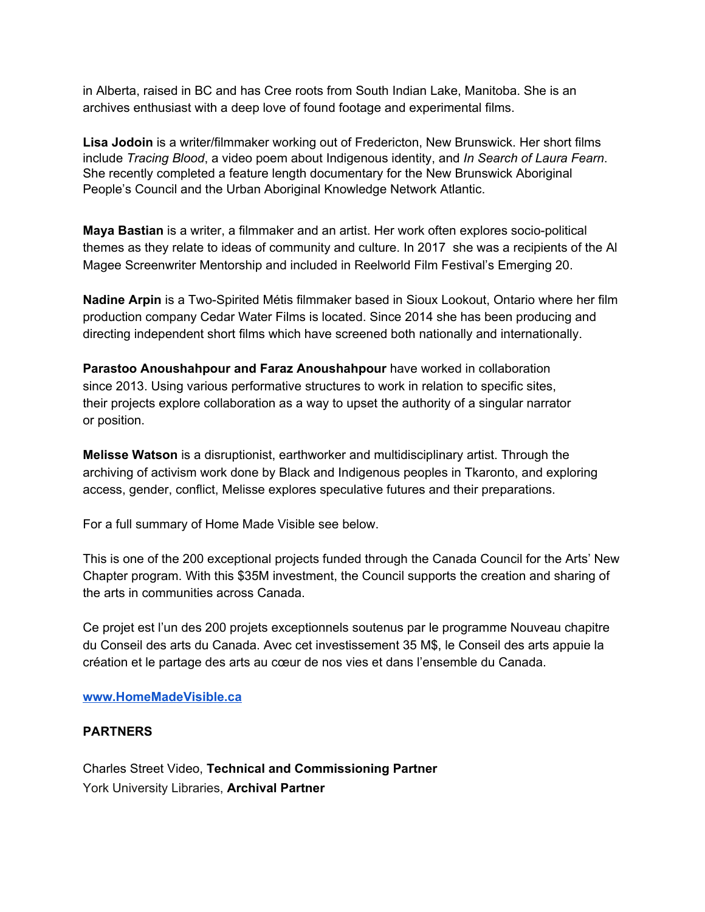in Alberta, raised in BC and has Cree roots from South Indian Lake, Manitoba. She is an archives enthusiast with a deep love of found footage and experimental films.

**Lisa Jodoin** is a writer/filmmaker working out of Fredericton, New Brunswick. Her short films include *Tracing Blood*, a video poem about Indigenous identity, and *In Search of Laura Fearn*. She recently completed a feature length documentary for the New Brunswick Aboriginal People's Council and the Urban Aboriginal Knowledge Network Atlantic.

**Maya Bastian** is a writer, a filmmaker and an artist. Her work often explores socio-political themes as they relate to ideas of community and culture. In 2017 she was a recipients of the Al Magee Screenwriter Mentorship and included in Reelworld Film Festival's Emerging 20.

**Nadine Arpin** is a Two-Spirited Métis filmmaker based in Sioux Lookout, Ontario where her film production company Cedar Water Films is located. Since 2014 she has been producing and directing independent short films which have screened both nationally and internationally.

**Parastoo Anoushahpour and Faraz Anoushahpour** have worked in collaboration since 2013. Using various performative structures to work in relation to specific sites, their projects explore collaboration as a way to upset the authority of a singular narrator or position.

**Melisse Watson** is a disruptionist, earthworker and multidisciplinary artist. Through the archiving of activism work done by Black and Indigenous peoples in Tkaronto, and exploring access, gender, conflict, Melisse explores speculative futures and their preparations.

For a full summary of Home Made Visible see below.

This is one of the 200 exceptional projects funded through the Canada Council for the Arts' New Chapter program. With this $35M investment, the Council supports the creation and sharing of the arts in communities across Canada.

Ce projet est l'un des 200 projets exceptionnels soutenus par le programme Nouveau chapitre du Conseil des arts du Canada. Avec cet investissement 35 M$, le Conseil des arts appuie la création et le partage des arts au cœur de nos vies et dans l'ensemble du Canada.

[www.HomeMadeVisible.ca](http://www.HomeMadeVisible.ca)

**PARTNERS**

Charles Street Video, **Technical and Commissioning Partner**
York University Libraries, **Archival Partner**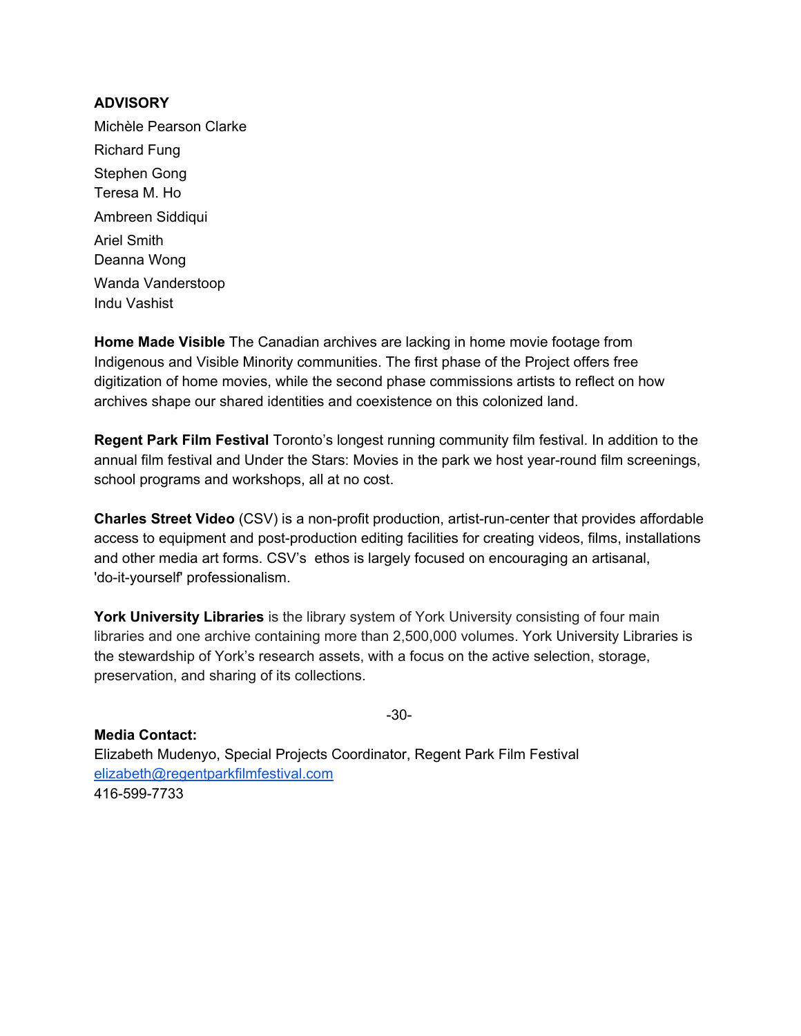**ADVISORY**

Michèle Pearson Clarke
Richard Fung
Stephen Gong
Teresa M. Ho
Ambreen Siddiqui
Ariel Smith
Deanna Wong
Wanda Vanderstoop
Indu Vashist

**Home Made Visible** The Canadian archives are lacking in home movie footage from Indigenous and Visible Minority communities. The first phase of the Project offers free digitization of home movies, while the second phase commissions artists to reflect on how archives shape our shared identities and coexistence on this colonized land.

**Regent Park Film Festival** Toronto's longest running community film festival. In addition to the annual film festival and Under the Stars: Movies in the park we host year-round film screenings, school programs and workshops, all at no cost.

**Charles Street Video** (CSV) is a non-profit production, artist-run-center that provides affordable access to equipment and post-production editing facilities for creating videos, films, installations and other media art forms. CSV's ethos is largely focused on encouraging an artisanal, 'do-it-yourself' professionalism.

**York University Libraries** is the library system of York University consisting of four main libraries and one archive containing more than 2,500,000 volumes. York University Libraries is the stewardship of York's research assets, with a focus on the active selection, storage, preservation, and sharing of its collections.

-30-

**Media Contact:**
Elizabeth Mudenyo, Special Projects Coordinator, Regent Park Film Festival
elizabeth@regentparkfilmfestival.com
416-599-7733